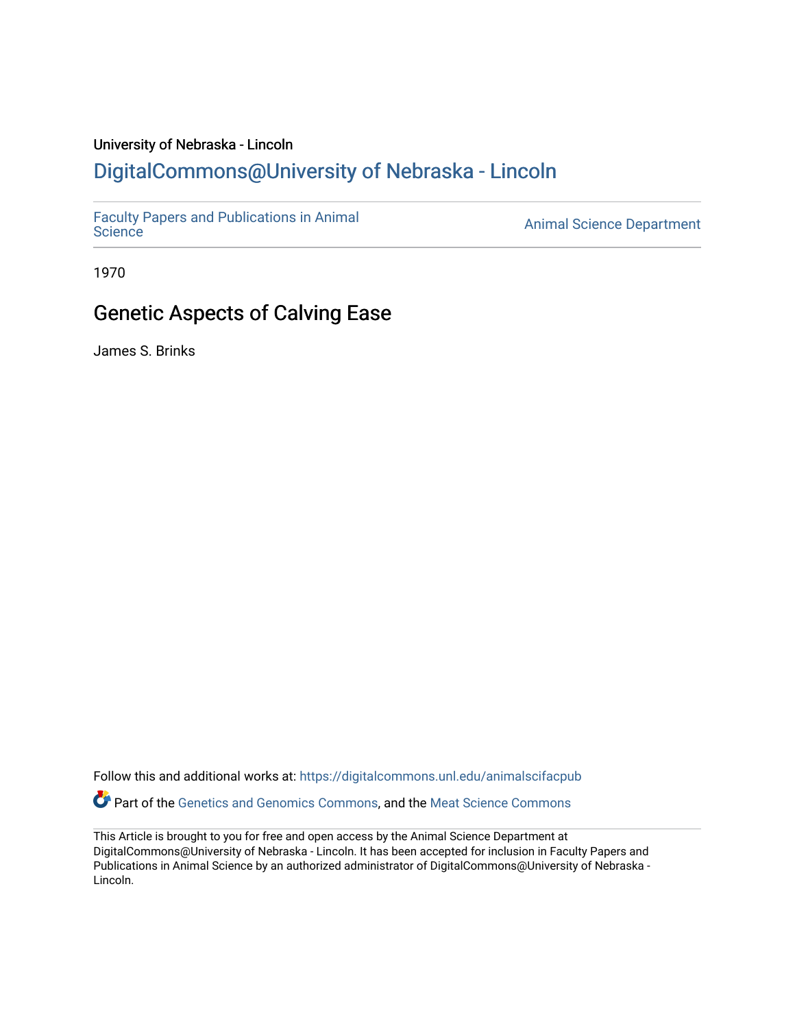University of Nebraska - Lincoln

## DigitalCommons@University of Nebraska - Lincoln

Faculty Papers and Publications in Animal Science

Animal Science Department

1970

# Genetic Aspects of Calving Ease

James S. Brinks

Follow this and additional works at: https://digitalcommons.unl.edu/animalscifacpub

Part of the Genetics and Genomics Commons, and the Meat Science Commons

This Article is brought to you for free and open access by the Animal Science Department at DigitalCommons@University of Nebraska - Lincoln. It has been accepted for inclusion in Faculty Papers and Publications in Animal Science by an authorized administrator of DigitalCommons@University of Nebraska - Lincoln.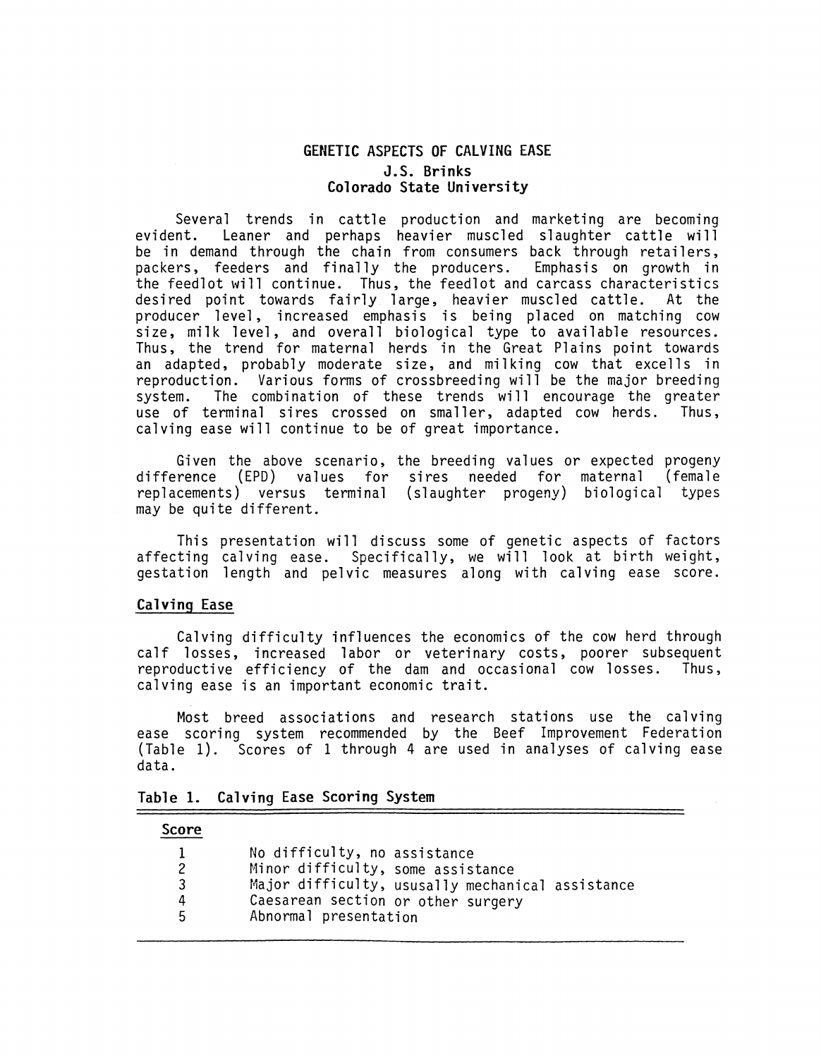# GENETIC ASPECTS OF CALVING EASE

**J.S. Brinks**
**Colorado State University**

Several trends in cattle production and marketing are becoming evident. Leaner and perhaps heavier muscled slaughter cattle will be in demand through the chain from consumers back through retailers, packers, feeders and finally the producers. Emphasis on growth in the feedlot will continue. Thus, the feedlot and carcass characteristics desired point towards fairly large, heavier muscled cattle. At the producer level, increased emphasis is being placed on matching cow size, milk level, and overall biological type to available resources. Thus, the trend for maternal herds in the Great Plains point towards an adapted, probably moderate size, and milking cow that excells in reproduction. Various forms of crossbreeding will be the major breeding system. The combination of these trends will encourage the greater use of terminal sires crossed on smaller, adapted cow herds. Thus, calving ease will continue to be of great importance.

Given the above scenario, the breeding values or expected progeny difference (EPD) values for sires needed for maternal (female replacements) versus terminal (slaughter progeny) biological types may be quite different.

This presentation will discuss some of genetic aspects of factors affecting calving ease. Specifically, we will look at birth weight, gestation length and pelvic measures along with calving ease score.

## Calving Ease

Calving difficulty influences the economics of the cow herd through calf losses, increased labor or veterinary costs, poorer subsequent reproductive efficiency of the dam and occasional cow losses. Thus, calving ease is an important economic trait.

Most breed associations and research stations use the calving ease scoring system recommended by the Beef Improvement Federation (Table 1). Scores of 1 through 4 are used in analyses of calving ease data.

**Table 1. Calving Ease Scoring System**

| Score | |
|---|---|
| 1 | No difficulty, no assistance |
| 2 | Minor difficulty, some assistance |
| 3 | Major difficulty, ususally mechanical assistance |
| 4 | Caesarean section or other surgery |
| 5 | Abnormal presentation |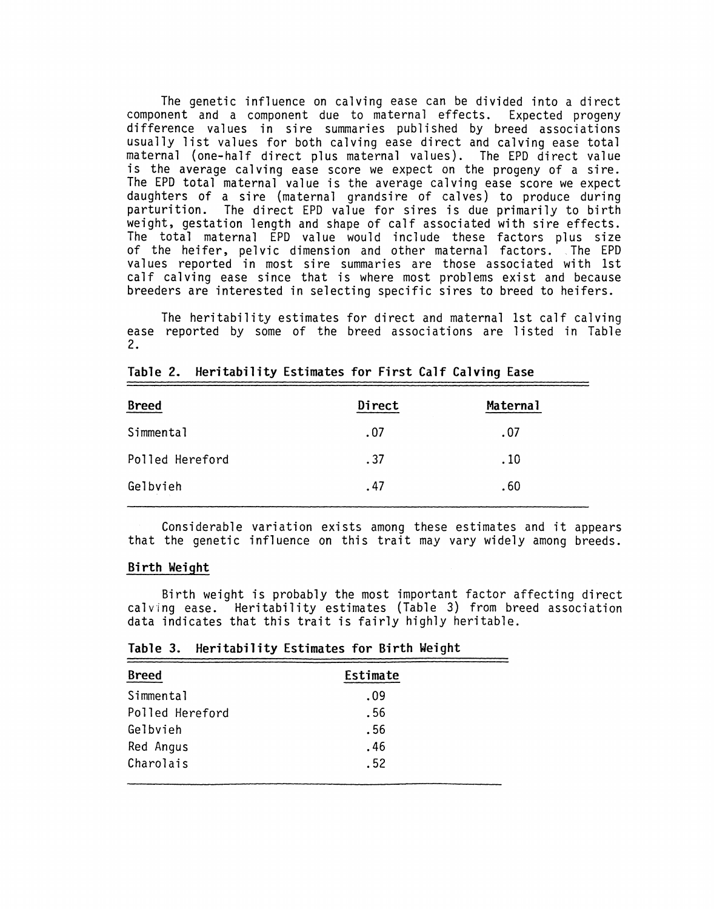The genetic influence on calving ease can be divided into a direct component and a component due to maternal effects. Expected progeny difference values in sire summaries published by breed associations usually list values for both calving ease direct and calving ease total maternal (one-half direct plus maternal values). The EPD direct value is the average calving ease score we expect on the progeny of a sire. The EPD total maternal value is the average calving ease score we expect daughters of a sire (maternal grandsire of calves) to produce during parturition. The direct EPD value for sires is due primarily to birth weight, gestation length and shape of calf associated with sire effects. The total maternal EPD value would include these factors plus size of the heifer, pelvic dimension and other maternal factors. The EPD values reported in most sire summaries are those associated with 1st calf calving ease since that is where most problems exist and because breeders are interested in selecting specific sires to breed to heifers.

The heritability estimates for direct and maternal 1st calf calving ease reported by some of the breed associations are listed in Table 2.

**Table 2. Heritability Estimates for First Calf Calving Ease**

| Breed | Direct | Maternal |
|---|---|---|
| Simmental | .07 | .07 |
| Polled Hereford | .37 | .10 |
| Gelbvieh | .47 | .60 |

Considerable variation exists among these estimates and it appears that the genetic influence on this trait may vary widely among breeds.

## Birth Weight

Birth weight is probably the most important factor affecting direct calving ease. Heritability estimates (Table 3) from breed association data indicates that this trait is fairly highly heritable.

**Table 3. Heritability Estimates for Birth Weight**

| Breed | Estimate |
|---|---|
| Simmental | .09 |
| Polled Hereford | .56 |
| Gelbvieh | .56 |
| Red Angus | .46 |
| Charolais | .52 |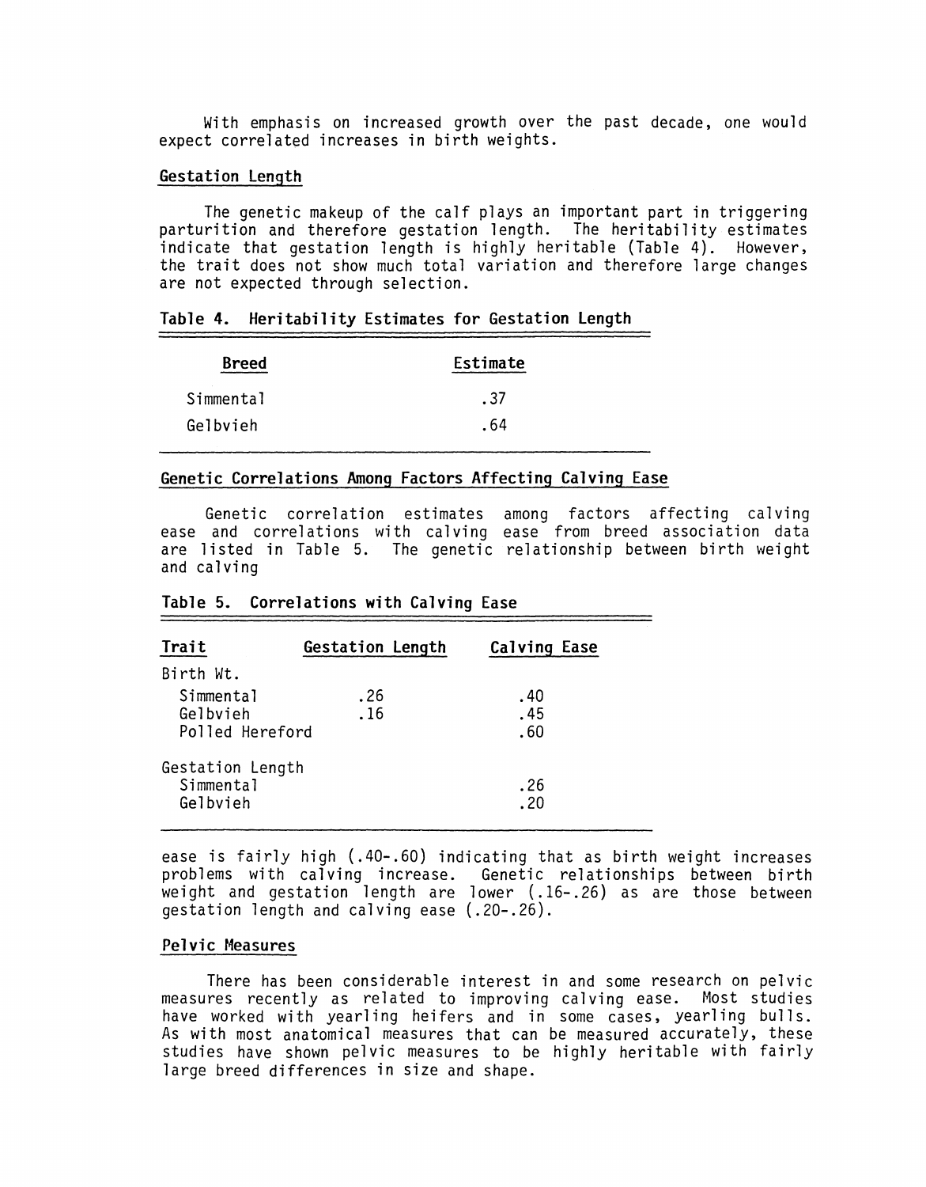With emphasis on increased growth over the past decade, one would expect correlated increases in birth weights.

## Gestation Length

The genetic makeup of the calf plays an important part in triggering parturition and therefore gestation length. The heritability estimates indicate that gestation length is highly heritable (Table 4). However, the trait does not show much total variation and therefore large changes are not expected through selection.

**Table 4. Heritability Estimates for Gestation Length**

| Breed | Estimate |
|---|---|
| Simmental | .37 |
| Gelbvieh | .64 |

## Genetic Correlations Among Factors Affecting Calving Ease

Genetic correlation estimates among factors affecting calving ease and correlations with calving ease from breed association data are listed in Table 5. The genetic relationship between birth weight and calving ease is fairly high (.40-.60) indicating that as birth weight increases problems with calving increase. Genetic relationships between birth weight and gestation length are lower (.16-.26) as are those between gestation length and calving ease (.20-.26).

**Table 5. Correlations with Calving Ease**

| Trait | Gestation Length | Calving Ease |
|---|---|---|
| Birth Wt. | | |
| Simmental | .26 | .40 |
| Gelbvieh | .16 | .45 |
| Polled Hereford | | .60 |
| Gestation Length | | |
| Simmental | | .26 |
| Gelbvieh | | .20 |

## Pelvic Measures

There has been considerable interest in and some research on pelvic measures recently as related to improving calving ease. Most studies have worked with yearling heifers and in some cases, yearling bulls. As with most anatomical measures that can be measured accurately, these studies have shown pelvic measures to be highly heritable with fairly large breed differences in size and shape.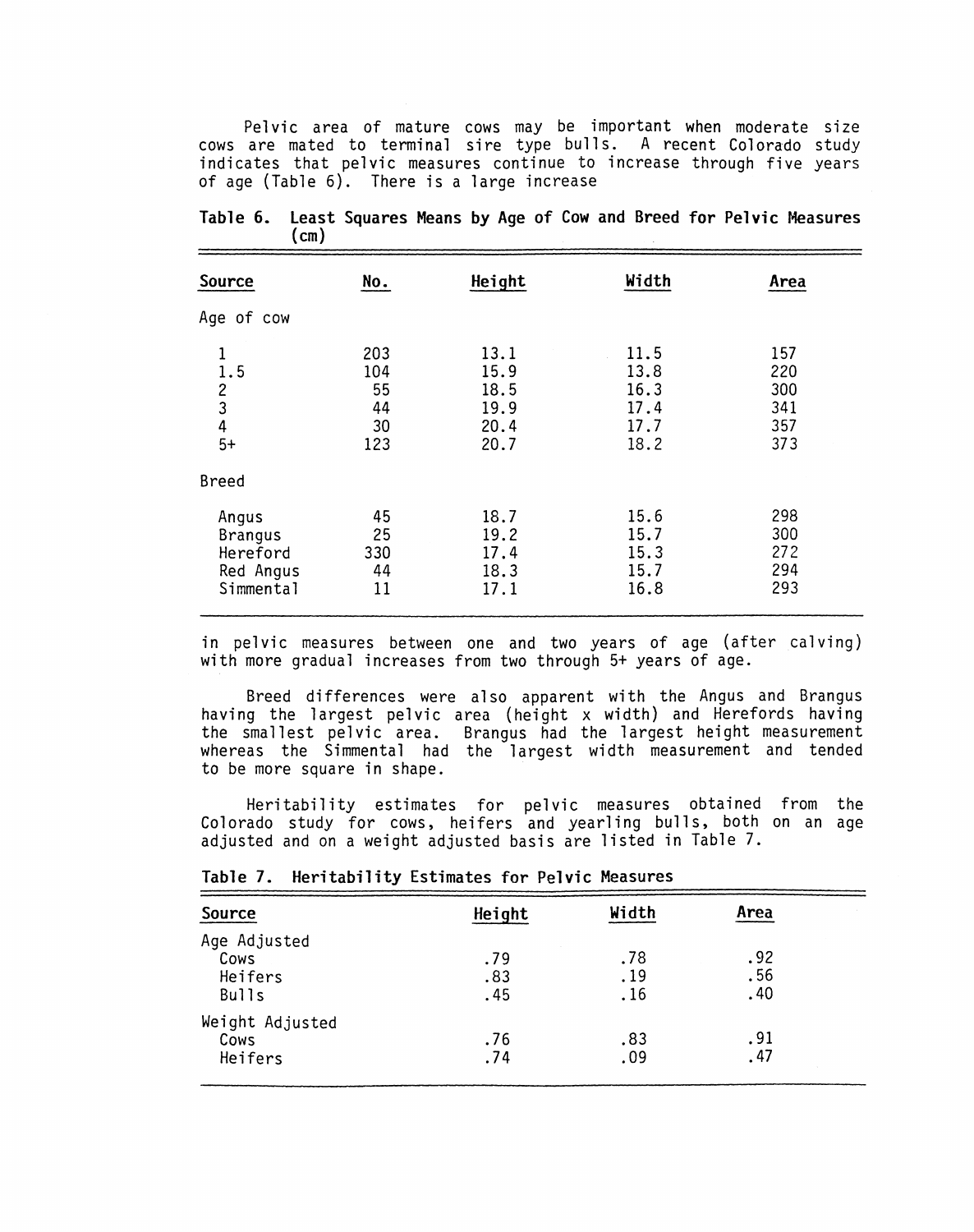Pelvic area of mature cows may be important when moderate size cows are mated to terminal sire type bulls. A recent Colorado study indicates that pelvic measures continue to increase through five years of age (Table 6). There is a large increase in pelvic measures between one and two years of age (after calving) with more gradual increases from two through 5+ years of age.

**Table 6. Least Squares Means by Age of Cow and Breed for Pelvic Measures (cm)**

| Source | No. | Height | Width | Area |
|---|---|---|---|---|
| Age of cow | | | | |
| 1 | 203 | 13.1 | 11.5 | 157 |
| 1.5 | 104 | 15.9 | 13.8 | 220 |
| 2 | 55 | 18.5 | 16.3 | 300 |
| 3 | 44 | 19.9 | 17.4 | 341 |
| 4 | 30 | 20.4 | 17.7 | 357 |
| 5+ | 123 | 20.7 | 18.2 | 373 |
| Breed | | | | |
| Angus | 45 | 18.7 | 15.6 | 298 |
| Brangus | 25 | 19.2 | 15.7 | 300 |
| Hereford | 330 | 17.4 | 15.3 | 272 |
| Red Angus | 44 | 18.3 | 15.7 | 294 |
| Simmental | 11 | 17.1 | 16.8 | 293 |

Breed differences were also apparent with the Angus and Brangus having the largest pelvic area (height x width) and Herefords having the smallest pelvic area. Brangus had the largest height measurement whereas the Simmental had the largest width measurement and tended to be more square in shape.

Heritability estimates for pelvic measures obtained from the Colorado study for cows, heifers and yearling bulls, both on an age adjusted and on a weight adjusted basis are listed in Table 7.

**Table 7. Heritability Estimates for Pelvic Measures**

| Source | Height | Width | Area |
|---|---|---|---|
| Age Adjusted | | | |
| Cows | .79 | .78 | .92 |
| Heifers | .83 | .19 | .56 |
| Bulls | .45 | .16 | .40 |
| Weight Adjusted | | | |
| Cows | .76 | .83 | .91 |
| Heifers | .74 | .09 | .47 |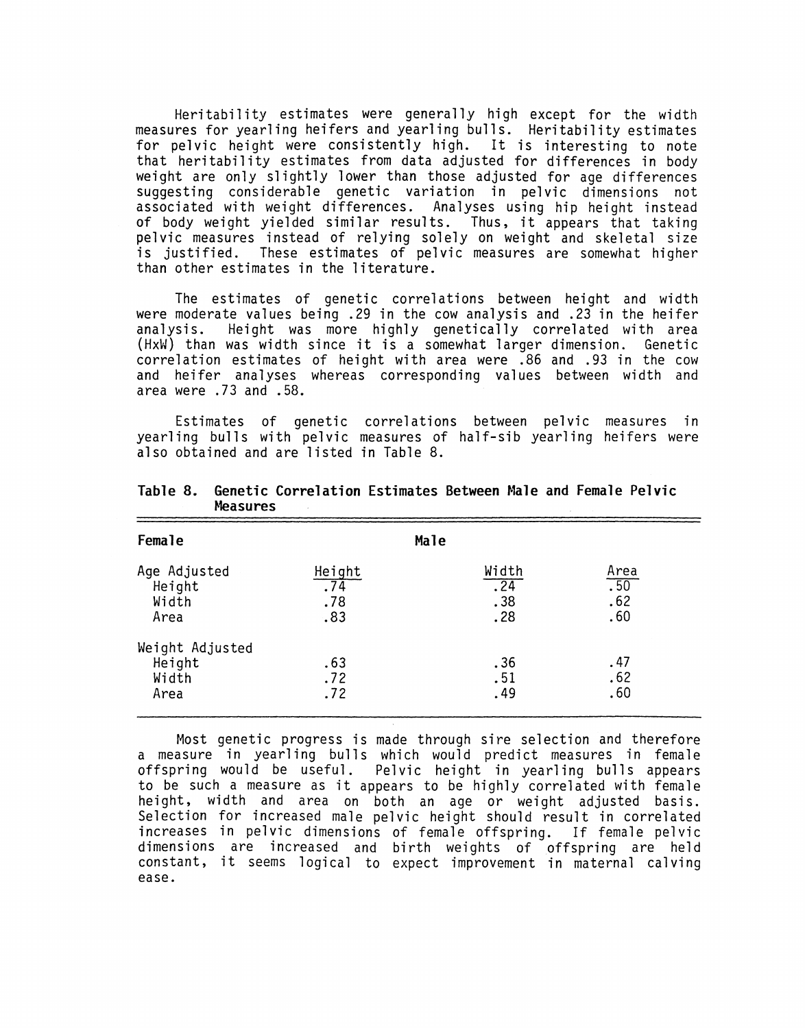Heritability estimates were generally high except for the width measures for yearling heifers and yearling bulls. Heritability estimates for pelvic height were consistently high. It is interesting to note that heritability estimates from data adjusted for differences in body weight are only slightly lower than those adjusted for age differences suggesting considerable genetic variation in pelvic dimensions not associated with weight differences. Analyses using hip height instead of body weight yielded similar results. Thus, it appears that taking pelvic measures instead of relying solely on weight and skeletal size is justified. These estimates of pelvic measures are somewhat higher than other estimates in the literature.

The estimates of genetic correlations between height and width were moderate values being .29 in the cow analysis and .23 in the heifer analysis. Height was more highly genetically correlated with area (HxW) than was width since it is a somewhat larger dimension. Genetic correlation estimates of height with area were .86 and .93 in the cow and heifer analyses whereas corresponding values between width and area were .73 and .58.

Estimates of genetic correlations between pelvic measures in yearling bulls with pelvic measures of half-sib yearling heifers were also obtained and are listed in Table 8.

**Table 8. Genetic Correlation Estimates Between Male and Female Pelvic Measures**

| Female | Male | | |
|---|---|---|---|
| Age Adjusted | Height | Width | Area |
| Height | .74 | .24 | .50 |
| Width | .78 | .38 | .62 |
| Area | .83 | .28 | .60 |
| Weight Adjusted | | | |
| Height | .63 | .36 | .47 |
| Width | .72 | .51 | .62 |
| Area | .72 | .49 | .60 |

Most genetic progress is made through sire selection and therefore a measure in yearling bulls which would predict measures in female offspring would be useful. Pelvic height in yearling bulls appears to be such a measure as it appears to be highly correlated with female height, width and area on both an age or weight adjusted basis. Selection for increased male pelvic height should result in correlated increases in pelvic dimensions of female offspring. If female pelvic dimensions are increased and birth weights of offspring are held constant, it seems logical to expect improvement in maternal calving ease.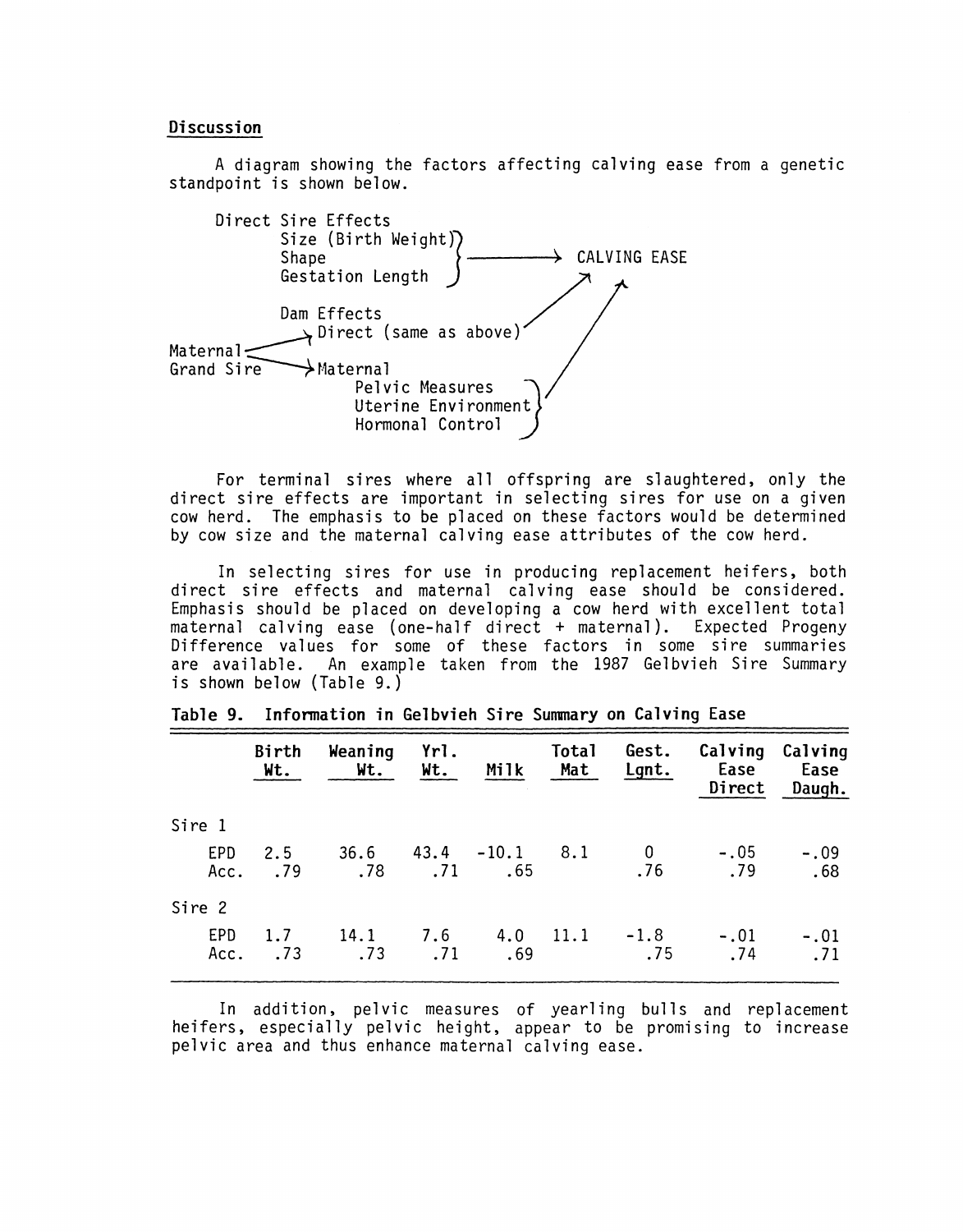## Discussion

A diagram showing the factors affecting calving ease from a genetic standpoint is shown below.

```
        Direct Sire Effects
               Size (Birth Weight)
               Shape               }  ------->  CALVING EASE
               Gestation Length                  ↗      ↗
                                                /      /
               Dam Effects                     /      /
                  ↘ Direct (same as above)    /      /
Maternal  <                                          /
Grand Sire  ----> Maternal                          /
                       Pelvic Measures             /
                       Uterine Environment   }    /
                       Hormonal Control
```

For terminal sires where all offspring are slaughtered, only the direct sire effects are important in selecting sires for use on a given cow herd. The emphasis to be placed on these factors would be determined by cow size and the maternal calving ease attributes of the cow herd.

In selecting sires for use in producing replacement heifers, both direct sire effects and maternal calving ease should be considered. Emphasis should be placed on developing a cow herd with excellent total maternal calving ease (one-half direct + maternal). Expected Progeny Difference values for some of these factors in some sire summaries are available. An example taken from the 1987 Gelbvieh Sire Summary is shown below (Table 9.)

**Table 9. Information in Gelbvieh Sire Summary on Calving Ease**

| | Birth Wt. | Weaning Wt. | Yrl. Wt. | Milk | Total Mat | Gest. Lgnt. | Calving Ease Direct | Calving Ease Daugh. |
|---|---|---|---|---|---|---|---|---|
| Sire 1 | | | | | | | | |
| EPD | 2.5 | 36.6 | 43.4 | -10.1 | 8.1 | 0 | -.05 | -.09 |
| Acc. | .79 | .78 | .71 | .65 | | .76 | .79 | .68 |
| Sire 2 | | | | | | | | |
| EPD | 1.7 | 14.1 | 7.6 | 4.0 | 11.1 | -1.8 | -.01 | -.01 |
| Acc. | .73 | .73 | .71 | .69 | | .75 | .74 | .71 |

In addition, pelvic measures of yearling bulls and replacement heifers, especially pelvic height, appear to be promising to increase pelvic area and thus enhance maternal calving ease.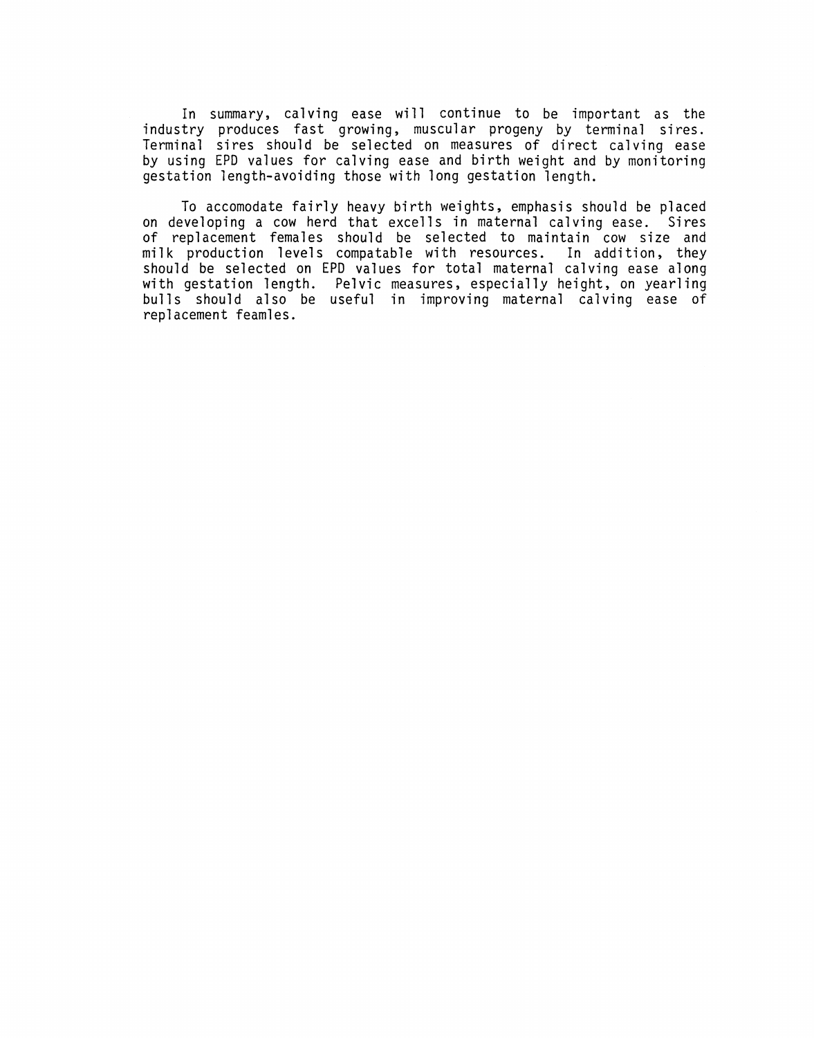In summary, calving ease will continue to be important as the industry produces fast growing, muscular progeny by terminal sires. Terminal sires should be selected on measures of direct calving ease by using EPD values for calving ease and birth weight and by monitoring gestation length-avoiding those with long gestation length.

To accomodate fairly heavy birth weights, emphasis should be placed on developing a cow herd that excells in maternal calving ease. Sires of replacement females should be selected to maintain cow size and milk production levels compatable with resources. In addition, they should be selected on EPD values for total maternal calving ease along with gestation length. Pelvic measures, especially height, on yearling bulls should also be useful in improving maternal calving ease of replacement feamles.